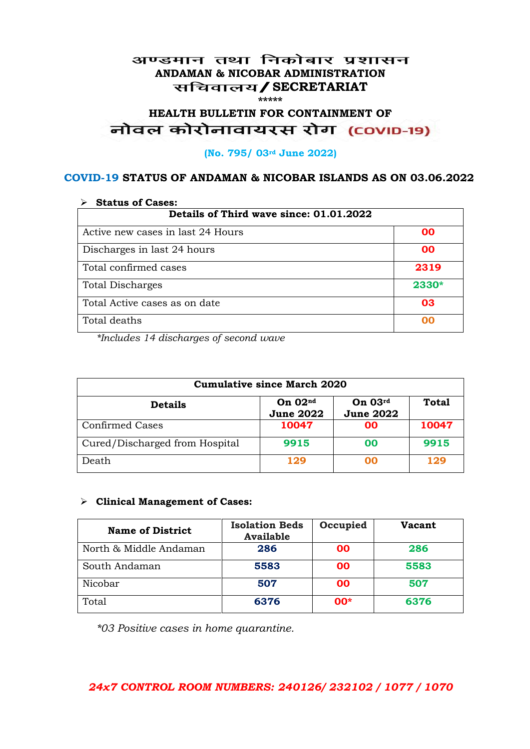# अण्डमान तथा निकोबार प्रशासन
# ANDAMAN & NICOBAR ADMINISTRATION
# सचिवालय / SECRETARIAT

\*\*\*\*\*

## HEALTH BULLETIN FOR CONTAINMENT OF
## नोवल कोरोनावायरस रोग (COVID-19)

**(No. 795/ 03rd June 2022)**

### COVID-19 STATUS OF ANDAMAN & NICOBAR ISLANDS AS ON 03.06.2022

➢ **Status of Cases:**

| Details of Third wave since: 01.01.2022 | |
|---|---|
| Active new cases in last 24 Hours | 00 |
| Discharges in last 24 hours | 00 |
| Total confirmed cases | 2319 |
| Total Discharges | 2330* |
| Total Active cases as on date | 03 |
| Total deaths | 00 |

*\*Includes 14 discharges of second wave*

| Cumulative since March 2020 | | | |
|---|---|---|---|
| **Details** | **On 02nd June 2022** | **On 03rd June 2022** | **Total** |
| Confirmed Cases | 10047 | 00 | 10047 |
| Cured/Discharged from Hospital | 9915 | 00 | 9915 |
| Death | 129 | 00 | 129 |

➢ **Clinical Management of Cases:**

| Name of District | Isolation Beds Available | Occupied | Vacant |
|---|---|---|---|
| North & Middle Andaman | 286 | 00 | 286 |
| South Andaman | 5583 | 00 | 5583 |
| Nicobar | 507 | 00 | 507 |
| Total | 6376 | 00* | 6376 |

*\*03 Positive cases in home quarantine.*

***24x7 CONTROL ROOM NUMBERS: 240126/ 232102 / 1077 / 1070***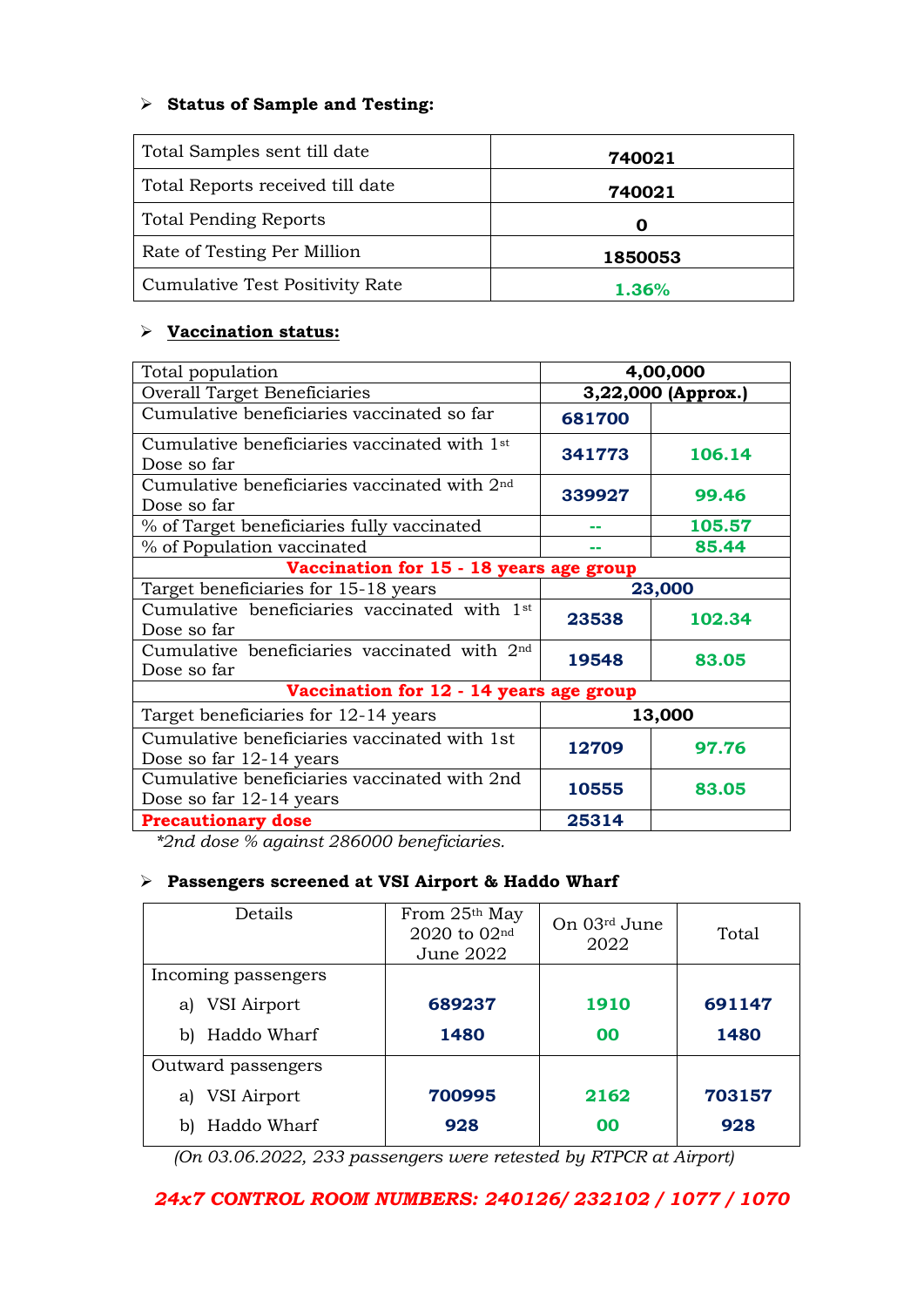- **Status of Sample and Testing:**

| | |
|---|---|
| Total Samples sent till date | **740021** |
| Total Reports received till date | **740021** |
| Total Pending Reports | **0** |
| Rate of Testing Per Million | **1850053** |
| Cumulative Test Positivity Rate | **1.36%** |

- **Vaccination status:**

| | | |
|---|---|---|
| Total population | **4,00,000** | |
| Overall Target Beneficiaries | **3,22,000 (Approx.)** | |
| Cumulative beneficiaries vaccinated so far | **681700** | |
| Cumulative beneficiaries vaccinated with 1st Dose so far | **341773** | **106.14** |
| Cumulative beneficiaries vaccinated with 2nd Dose so far | **339927** | **99.46** |
| % of Target beneficiaries fully vaccinated | -- | **105.57** |
| % of Population vaccinated | -- | **85.44** |
| **Vaccination for 15 - 18 years age group** | | |
| Target beneficiaries for 15-18 years | **23,000** | |
| Cumulative beneficiaries vaccinated with 1st Dose so far | **23538** | **102.34** |
| Cumulative beneficiaries vaccinated with 2nd Dose so far | **19548** | **83.05** |
| **Vaccination for 12 - 14 years age group** | | |
| Target beneficiaries for 12-14 years | **13,000** | |
| Cumulative beneficiaries vaccinated with 1st Dose so far 12-14 years | **12709** | **97.76** |
| Cumulative beneficiaries vaccinated with 2nd Dose so far 12-14 years | **10555** | **83.05** |
| **Precautionary dose** | **25314** | |

*\*2nd dose % against 286000 beneficiaries.*

- **Passengers screened at VSI Airport & Haddo Wharf**

| Details | From 25th May 2020 to 02nd June 2022 | On 03rd June 2022 | Total |
|---|---|---|---|
| Incoming passengers | | | |
| a) VSI Airport | **689237** | **1910** | **691147** |
| b) Haddo Wharf | **1480** | **00** | **1480** |
| Outward passengers | | | |
| a) VSI Airport | **700995** | **2162** | **703157** |
| b) Haddo Wharf | **928** | **00** | **928** |

*(On 03.06.2022, 233 passengers were retested by RTPCR at Airport)*

***24x7 CONTROL ROOM NUMBERS: 240126/ 232102 / 1077 / 1070***